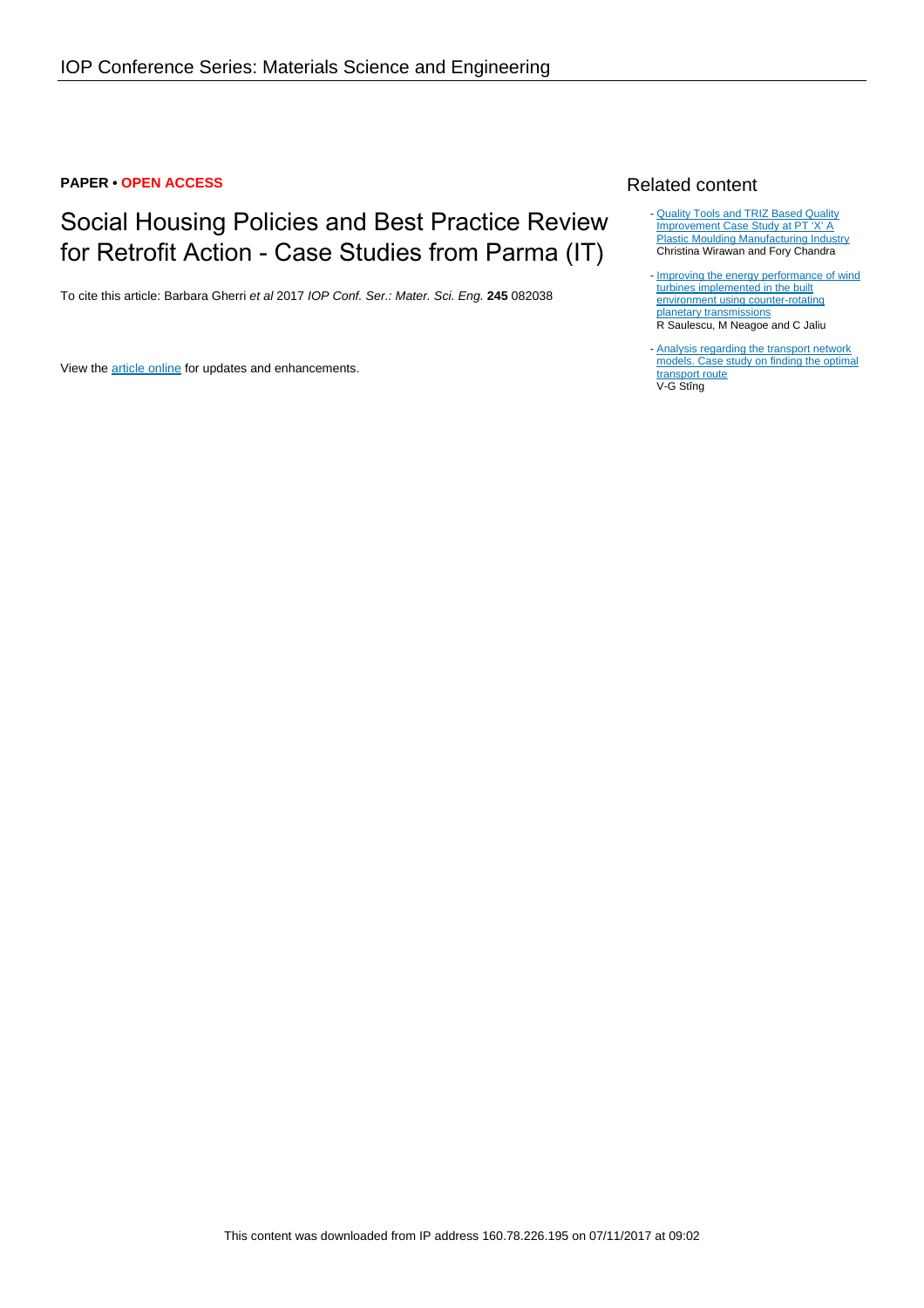**PAPER • OPEN ACCESS**

# Social Housing Policies and Best Practice Review for Retrofit Action - Case Studies from Parma (IT)

To cite this article: Barbara Gherri *et al* 2017 *IOP Conf. Ser.: Mater. Sci. Eng.* **245** 082038

View the article online for updates and enhancements.

## Related content

- Quality Tools and TRIZ Based Quality Improvement Case Study at PT 'X' A Plastic Moulding Manufacturing Industry
Christina Wirawan and Fory Chandra

- Improving the energy performance of wind turbines implemented in the built environment using counter-rotating planetary transmissions
R Saulescu, M Neagoe and C Jaliu

- Analysis regarding the transport network models. Case study on finding the optimal transport route
V-G Stîng

This content was downloaded from IP address 160.78.226.195 on 07/11/2017 at 09:02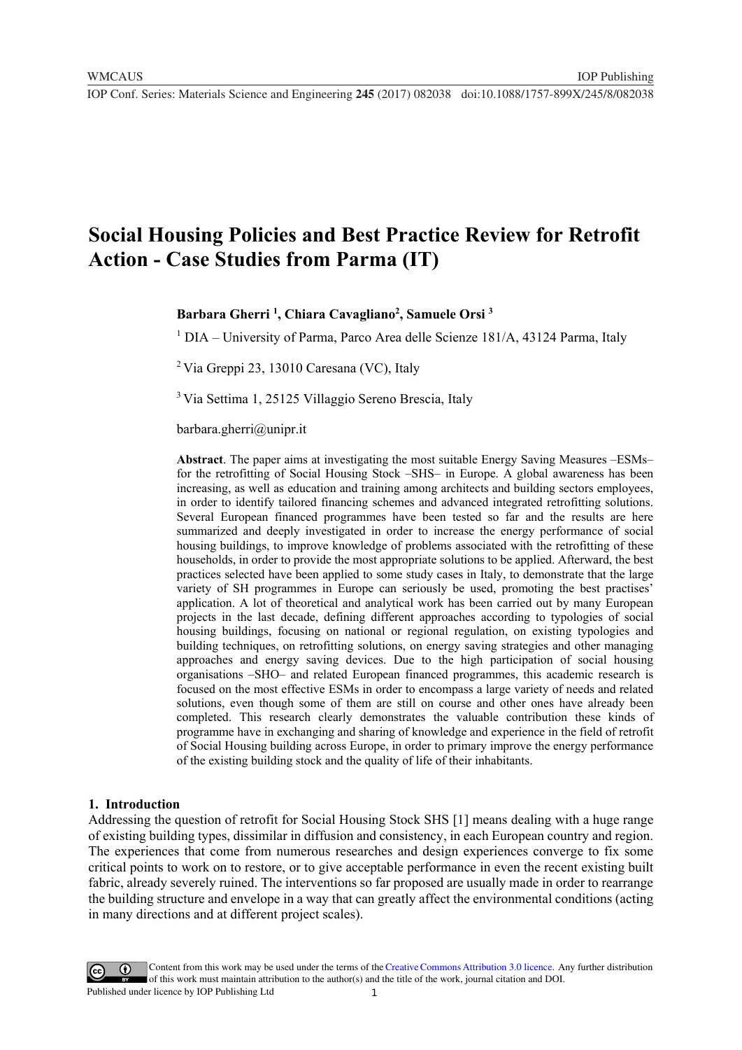# Social Housing Policies and Best Practice Review for Retrofit Action - Case Studies from Parma (IT)

**Barbara Gherri [1], Chiara Cavagliano[2], Samuele Orsi [3]**

[1] DIA – University of Parma, Parco Area delle Scienze 181/A, 43124 Parma, Italy

[2] Via Greppi 23, 13010 Caresana (VC), Italy

[3] Via Settima 1, 25125 Villaggio Sereno Brescia, Italy

barbara.gherri@unipr.it

**Abstract**. The paper aims at investigating the most suitable Energy Saving Measures –ESMs– for the retrofitting of Social Housing Stock –SHS– in Europe. A global awareness has been increasing, as well as education and training among architects and building sectors employees, in order to identify tailored financing schemes and advanced integrated retrofitting solutions. Several European financed programmes have been tested so far and the results are here summarized and deeply investigated in order to increase the energy performance of social housing buildings, to improve knowledge of problems associated with the retrofitting of these households, in order to provide the most appropriate solutions to be applied. Afterward, the best practices selected have been applied to some study cases in Italy, to demonstrate that the large variety of SH programmes in Europe can seriously be used, promoting the best practises' application. A lot of theoretical and analytical work has been carried out by many European projects in the last decade, defining different approaches according to typologies of social housing buildings, focusing on national or regional regulation, on existing typologies and building techniques, on retrofitting solutions, on energy saving strategies and other managing approaches and energy saving devices. Due to the high participation of social housing organisations –SHO– and related European financed programmes, this academic research is focused on the most effective ESMs in order to encompass a large variety of needs and related solutions, even though some of them are still on course and other ones have already been completed. This research clearly demonstrates the valuable contribution these kinds of programme have in exchanging and sharing of knowledge and experience in the field of retrofit of Social Housing building across Europe, in order to primary improve the energy performance of the existing building stock and the quality of life of their inhabitants.

## 1. Introduction

Addressing the question of retrofit for Social Housing Stock SHS [1] means dealing with a huge range of existing building types, dissimilar in diffusion and consistency, in each European country and region. The experiences that come from numerous researches and design experiences converge to fix some critical points to work on to restore, or to give acceptable performance in even the recent existing built fabric, already severely ruined. The interventions so far proposed are usually made in order to rearrange the building structure and envelope in a way that can greatly affect the environmental conditions (acting in many directions and at different project scales).

Content from this work may be used under the terms of the Creative Commons Attribution 3.0 licence. Any further distribution of this work must maintain attribution to the author(s) and the title of the work, journal citation and DOI.
Published under licence by IOP Publishing Ltd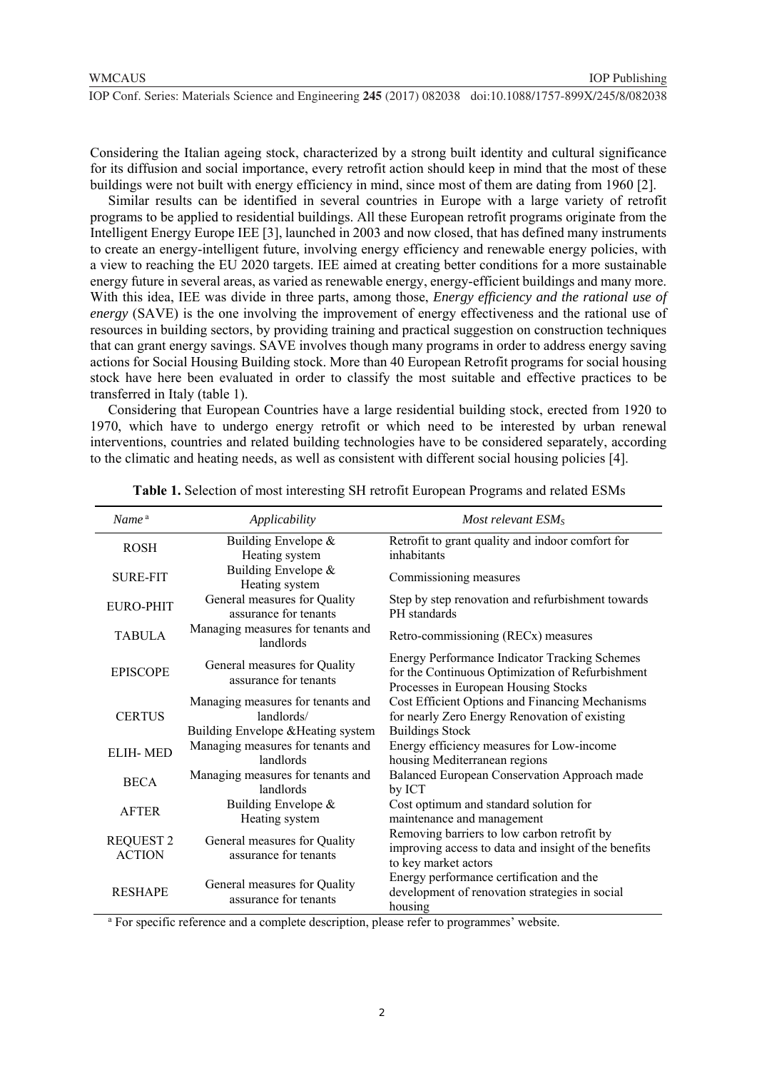Considering the Italian ageing stock, characterized by a strong built identity and cultural significance for its diffusion and social importance, every retrofit action should keep in mind that the most of these buildings were not built with energy efficiency in mind, since most of them are dating from 1960 [2].

Similar results can be identified in several countries in Europe with a large variety of retrofit programs to be applied to residential buildings. All these European retrofit programs originate from the Intelligent Energy Europe IEE [3], launched in 2003 and now closed, that has defined many instruments to create an energy-intelligent future, involving energy efficiency and renewable energy policies, with a view to reaching the EU 2020 targets. IEE aimed at creating better conditions for a more sustainable energy future in several areas, as varied as renewable energy, energy-efficient buildings and many more. With this idea, IEE was divide in three parts, among those, *Energy efficiency and the rational use of energy* (SAVE) is the one involving the improvement of energy effectiveness and the rational use of resources in building sectors, by providing training and practical suggestion on construction techniques that can grant energy savings. SAVE involves though many programs in order to address energy saving actions for Social Housing Building stock. More than 40 European Retrofit programs for social housing stock have here been evaluated in order to classify the most suitable and effective practices to be transferred in Italy (table 1).

Considering that European Countries have a large residential building stock, erected from 1920 to 1970, which have to undergo energy retrofit or which need to be interested by urban renewal interventions, countries and related building technologies have to be considered separately, according to the climatic and heating needs, as well as consistent with different social housing policies [4].

**Table 1.** Selection of most interesting SH retrofit European Programs and related ESMs

| *Name* [a] | *Applicability* | *Most relevant ESMs* |
|---|---|---|
| ROSH | Building Envelope & Heating system | Retrofit to grant quality and indoor comfort for inhabitants |
| SURE-FIT | Building Envelope & Heating system | Commissioning measures |
| EURO-PHIT | General measures for Quality assurance for tenants | Step by step renovation and refurbishment towards PH standards |
| TABULA | Managing measures for tenants and landlords | Retro-commissioning (RECx) measures |
| EPISCOPE | General measures for Quality assurance for tenants | Energy Performance Indicator Tracking Schemes for the Continuous Optimization of Refurbishment Processes in European Housing Stocks |
| CERTUS | Managing measures for tenants and landlords/ Building Envelope &Heating system | Cost Efficient Options and Financing Mechanisms for nearly Zero Energy Renovation of existing Buildings Stock |
| ELIH- MED | Managing measures for tenants and landlords | Energy efficiency measures for Low-income housing Mediterranean regions |
| BECA | Managing measures for tenants and landlords | Balanced European Conservation Approach made by ICT |
| AFTER | Building Envelope & Heating system | Cost optimum and standard solution for maintenance and management |
| REQUEST 2 ACTION | General measures for Quality assurance for tenants | Removing barriers to low carbon retrofit by improving access to data and insight of the benefits to key market actors |
| RESHAPE | General measures for Quality assurance for tenants | Energy performance certification and the development of renovation strategies in social housing |

[a] For specific reference and a complete description, please refer to programmes' website.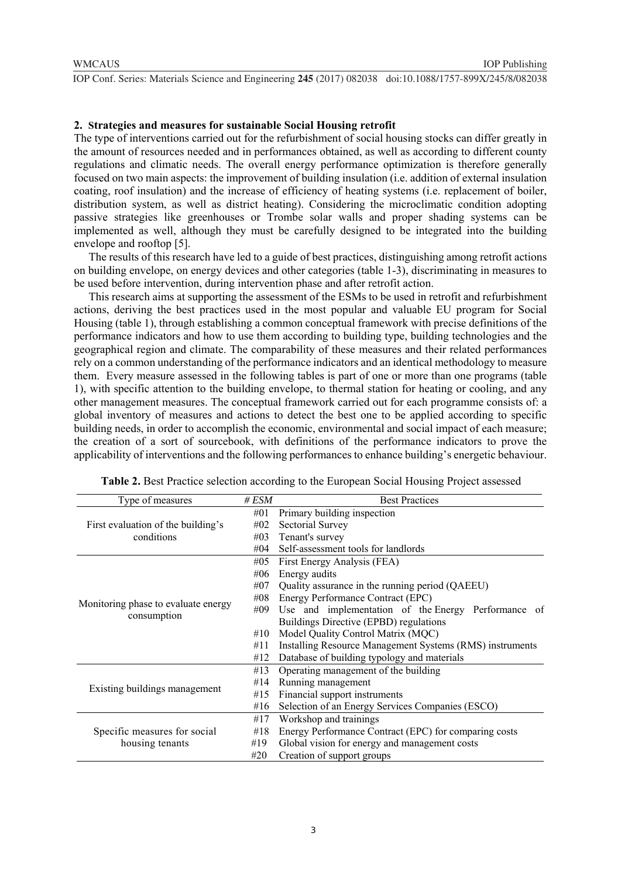## 2. Strategies and measures for sustainable Social Housing retrofit

The type of interventions carried out for the refurbishment of social housing stocks can differ greatly in the amount of resources needed and in performances obtained, as well as according to different county regulations and climatic needs. The overall energy performance optimization is therefore generally focused on two main aspects: the improvement of building insulation (i.e. addition of external insulation coating, roof insulation) and the increase of efficiency of heating systems (i.e. replacement of boiler, distribution system, as well as district heating). Considering the microclimatic condition adopting passive strategies like greenhouses or Trombe solar walls and proper shading systems can be implemented as well, although they must be carefully designed to be integrated into the building envelope and rooftop [5].

The results of this research have led to a guide of best practices, distinguishing among retrofit actions on building envelope, on energy devices and other categories (table 1-3), discriminating in measures to be used before intervention, during intervention phase and after retrofit action.

This research aims at supporting the assessment of the ESMs to be used in retrofit and refurbishment actions, deriving the best practices used in the most popular and valuable EU program for Social Housing (table 1), through establishing a common conceptual framework with precise definitions of the performance indicators and how to use them according to building type, building technologies and the geographical region and climate. The comparability of these measures and their related performances rely on a common understanding of the performance indicators and an identical methodology to measure them. Every measure assessed in the following tables is part of one or more than one programs (table 1), with specific attention to the building envelope, to thermal station for heating or cooling, and any other management measures. The conceptual framework carried out for each programme consists of: a global inventory of measures and actions to detect the best one to be applied according to specific building needs, in order to accomplish the economic, environmental and social impact of each measure; the creation of a sort of sourcebook, with definitions of the performance indicators to prove the applicability of interventions and the following performances to enhance building's energetic behaviour.

**Table 2.** Best Practice selection according to the European Social Housing Project assessed

| Type of measures | *# ESM* | Best Practices |
|---|---|---|
| First evaluation of the building's conditions | #01 | Primary building inspection |
| | #02 | Sectorial Survey |
| | #03 | Tenant's survey |
| | #04 | Self-assessment tools for landlords |
| Monitoring phase to evaluate energy consumption | #05 | First Energy Analysis (FEA) |
| | #06 | Energy audits |
| | #07 | Quality assurance in the running period (QAEEU) |
| | #08 | Energy Performance Contract (EPC) |
| | #09 | Use and implementation of the Energy Performance of Buildings Directive (EPBD) regulations |
| | #10 | Model Quality Control Matrix (MQC) |
| | #11 | Installing Resource Management Systems (RMS) instruments |
| | #12 | Database of building typology and materials |
| Existing buildings management | #13 | Operating management of the building |
| | #14 | Running management |
| | #15 | Financial support instruments |
| | #16 | Selection of an Energy Services Companies (ESCO) |
| Specific measures for social housing tenants | #17 | Workshop and trainings |
| | #18 | Energy Performance Contract (EPC) for comparing costs |
| | #19 | Global vision for energy and management costs |
| | #20 | Creation of support groups |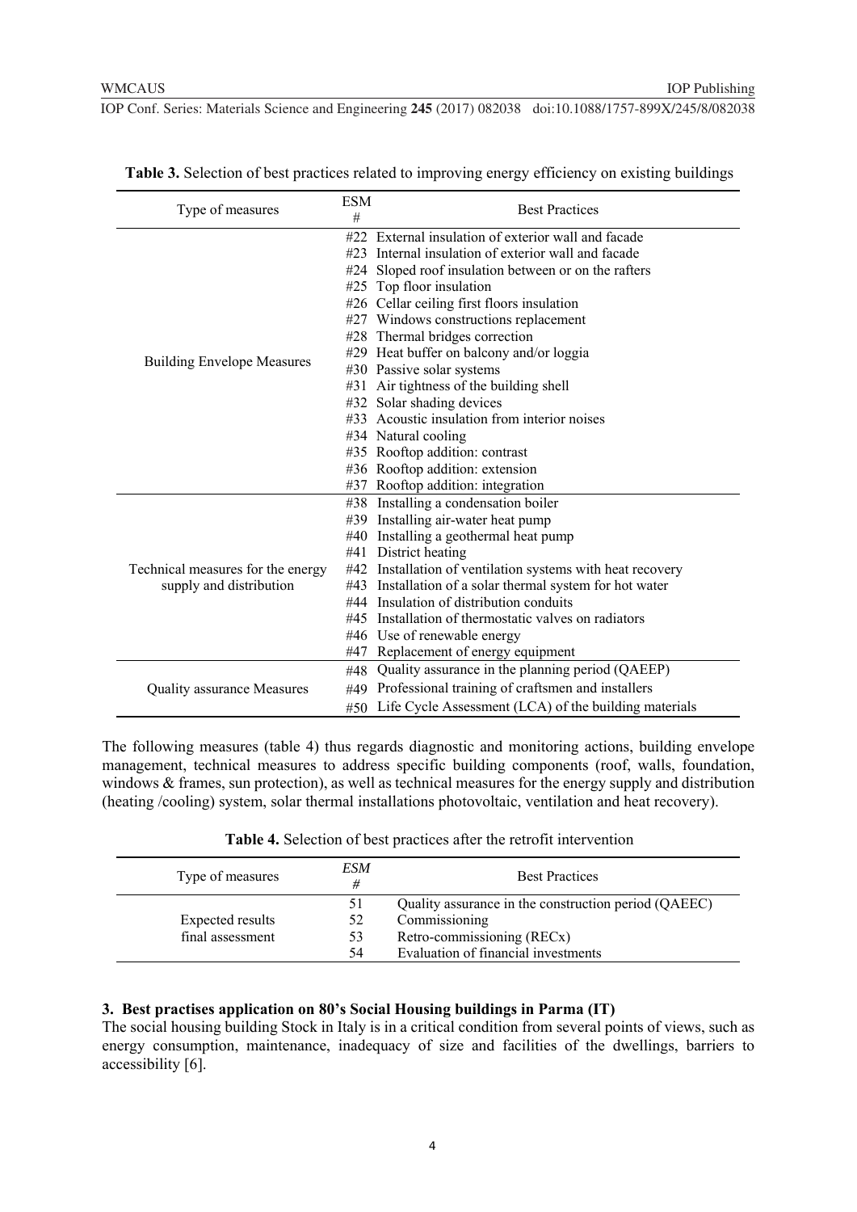**Table 3.** Selection of best practices related to improving energy efficiency on existing buildings

| Type of measures | ESM # | Best Practices |
| --- | --- | --- |
| Building Envelope Measures | #22 | External insulation of exterior wall and facade |
| | #23 | Internal insulation of exterior wall and facade |
| | #24 | Sloped roof insulation between or on the rafters |
| | #25 | Top floor insulation |
| | #26 | Cellar ceiling first floors insulation |
| | #27 | Windows constructions replacement |
| | #28 | Thermal bridges correction |
| | #29 | Heat buffer on balcony and/or loggia |
| | #30 | Passive solar systems |
| | #31 | Air tightness of the building shell |
| | #32 | Solar shading devices |
| | #33 | Acoustic insulation from interior noises |
| | #34 | Natural cooling |
| | #35 | Rooftop addition: contrast |
| | #36 | Rooftop addition: extension |
| | #37 | Rooftop addition: integration |
| Technical measures for the energy supply and distribution | #38 | Installing a condensation boiler |
| | #39 | Installing air-water heat pump |
| | #40 | Installing a geothermal heat pump |
| | #41 | District heating |
| | #42 | Installation of ventilation systems with heat recovery |
| | #43 | Installation of a solar thermal system for hot water |
| | #44 | Insulation of distribution conduits |
| | #45 | Installation of thermostatic valves on radiators |
| | #46 | Use of renewable energy |
| | #47 | Replacement of energy equipment |
| Quality assurance Measures | #48 | Quality assurance in the planning period (QAEEP) |
| | #49 | Professional training of craftsmen and installers |
| | #50 | Life Cycle Assessment (LCA) of the building materials |

The following measures (table 4) thus regards diagnostic and monitoring actions, building envelope management, technical measures to address specific building components (roof, walls, foundation, windows & frames, sun protection), as well as technical measures for the energy supply and distribution (heating /cooling) system, solar thermal installations photovoltaic, ventilation and heat recovery).

**Table 4.** Selection of best practices after the retrofit intervention

| Type of measures | *ESM #* | Best Practices |
| --- | --- | --- |
| Expected results final assessment | 51 | Quality assurance in the construction period (QAEEC) |
| | 52 | Commissioning |
| | 53 | Retro-commissioning (RECx) |
| | 54 | Evaluation of financial investments |

## 3. Best practises application on 80's Social Housing buildings in Parma (IT)

The social housing building Stock in Italy is in a critical condition from several points of views, such as energy consumption, maintenance, inadequacy of size and facilities of the dwellings, barriers to accessibility [6].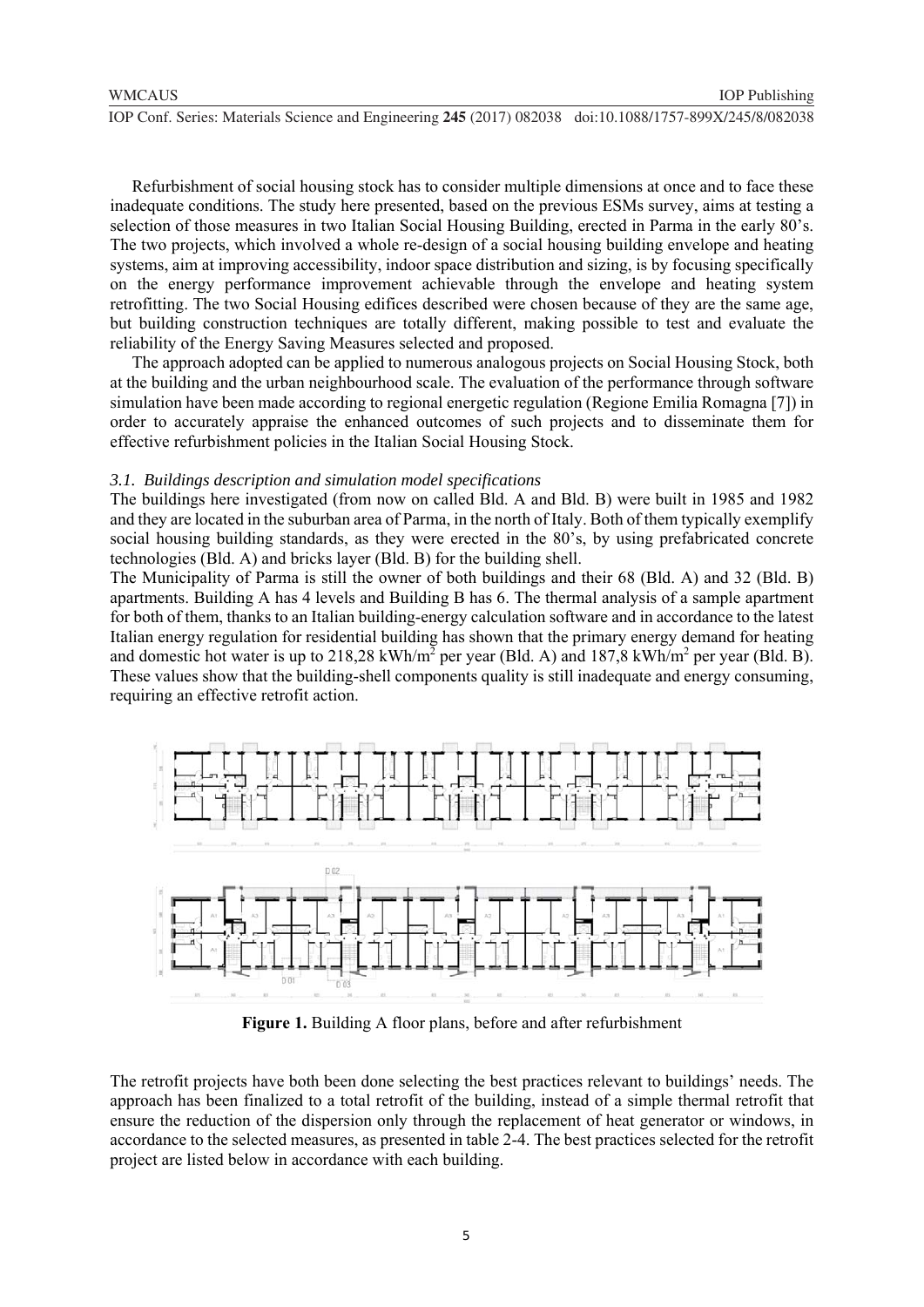Refurbishment of social housing stock has to consider multiple dimensions at once and to face these inadequate conditions. The study here presented, based on the previous ESMs survey, aims at testing a selection of those measures in two Italian Social Housing Building, erected in Parma in the early 80's. The two projects, which involved a whole re-design of a social housing building envelope and heating systems, aim at improving accessibility, indoor space distribution and sizing, is by focusing specifically on the energy performance improvement achievable through the envelope and heating system retrofitting. The two Social Housing edifices described were chosen because of they are the same age, but building construction techniques are totally different, making possible to test and evaluate the reliability of the Energy Saving Measures selected and proposed.

The approach adopted can be applied to numerous analogous projects on Social Housing Stock, both at the building and the urban neighbourhood scale. The evaluation of the performance through software simulation have been made according to regional energetic regulation (Regione Emilia Romagna [7]) in order to accurately appraise the enhanced outcomes of such projects and to disseminate them for effective refurbishment policies in the Italian Social Housing Stock.

### *3.1. Buildings description and simulation model specifications*

The buildings here investigated (from now on called Bld. A and Bld. B) were built in 1985 and 1982 and they are located in the suburban area of Parma, in the north of Italy. Both of them typically exemplify social housing building standards, as they were erected in the 80's, by using prefabricated concrete technologies (Bld. A) and bricks layer (Bld. B) for the building shell.

The Municipality of Parma is still the owner of both buildings and their 68 (Bld. A) and 32 (Bld. B) apartments. Building A has 4 levels and Building B has 6. The thermal analysis of a sample apartment for both of them, thanks to an Italian building-energy calculation software and in accordance to the latest Italian energy regulation for residential building has shown that the primary energy demand for heating and domestic hot water is up to 218,28 kWh/m$^2$ per year (Bld. A) and 187,8 kWh/m$^2$ per year (Bld. B). These values show that the building-shell components quality is still inadequate and energy consuming, requiring an effective retrofit action.

**Figure 1.** Building A floor plans, before and after refurbishment

The retrofit projects have both been done selecting the best practices relevant to buildings' needs. The approach has been finalized to a total retrofit of the building, instead of a simple thermal retrofit that ensure the reduction of the dispersion only through the replacement of heat generator or windows, in accordance to the selected measures, as presented in table 2-4. The best practices selected for the retrofit project are listed below in accordance with each building.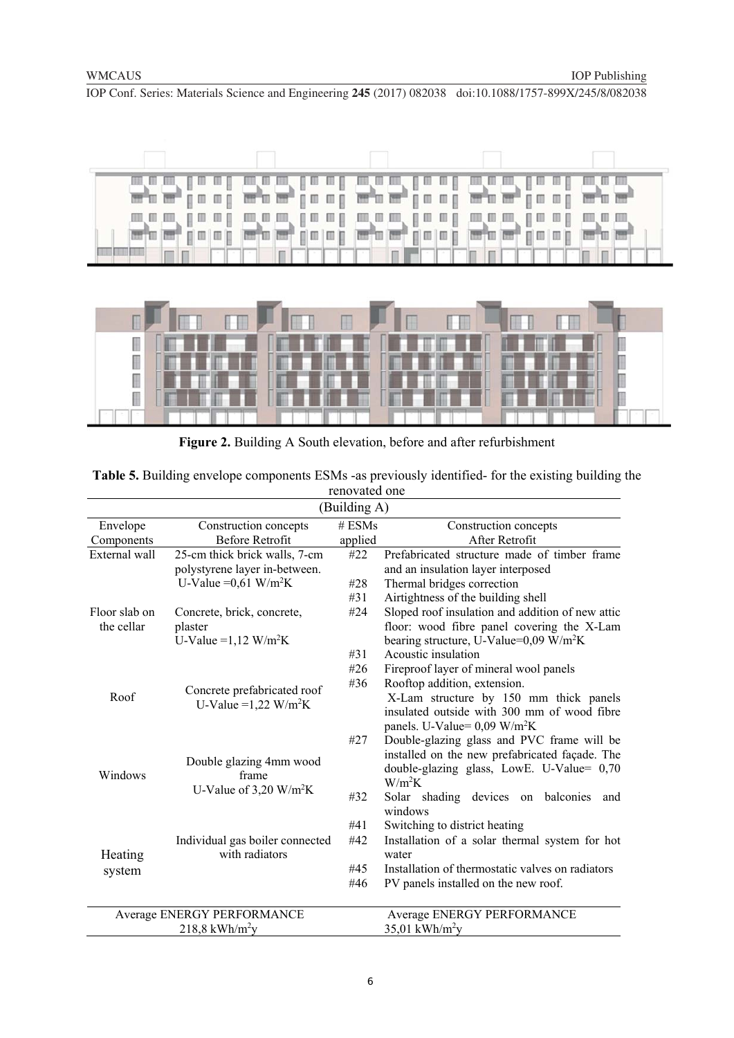**Figure 2.** Building A South elevation, before and after refurbishment

**Table 5.** Building envelope components ESMs -as previously identified- for the existing building the renovated one

| (Building A) | | | |
|---|---|---|---|
| Envelope Components | Construction concepts Before Retrofit | # ESMs applied | Construction concepts After Retrofit |
| External wall | 25-cm thick brick walls, 7-cm polystyrene layer in-between. U-Value =0,61 W/m$^2$K | #22 | Prefabricated structure made of timber frame and an insulation layer interposed |
| | | #28 | Thermal bridges correction |
| | | #31 | Airtightness of the building shell |
| Floor slab on the cellar | Concrete, brick, concrete, plaster U-Value =1,12 W/m$^2$K | #24 | Sloped roof insulation and addition of new attic floor: wood fibre panel covering the X-Lam bearing structure, U-Value=0,09 W/m$^2$K |
| | | #31 | Acoustic insulation |
| Roof | Concrete prefabricated roof U-Value =1,22 W/m$^2$K | #26 | Fireproof layer of mineral wool panels |
| | | #36 | Rooftop addition, extension. X-Lam structure by 150 mm thick panels insulated outside with 300 mm of wood fibre panels. U-Value= 0,09 W/m$^2$K |
| Windows | Double glazing 4mm wood frame U-Value of 3,20 W/m$^2$K | #27 | Double-glazing glass and PVC frame will be installed on the new prefabricated façade. The double-glazing glass, LowE. U-Value= 0,70 W/m$^2$K |
| | | #32 | Solar shading devices on balconies and windows |
| Heating system | Individual gas boiler connected with radiators | #41 | Switching to district heating |
| | | #42 | Installation of a solar thermal system for hot water |
| | | #45 | Installation of thermostatic valves on radiators |
| | | #46 | PV panels installed on the new roof. |
| Average ENERGY PERFORMANCE 218,8 kWh/m$^2$y | | | Average ENERGY PERFORMANCE 35,01 kWh/m$^2$y |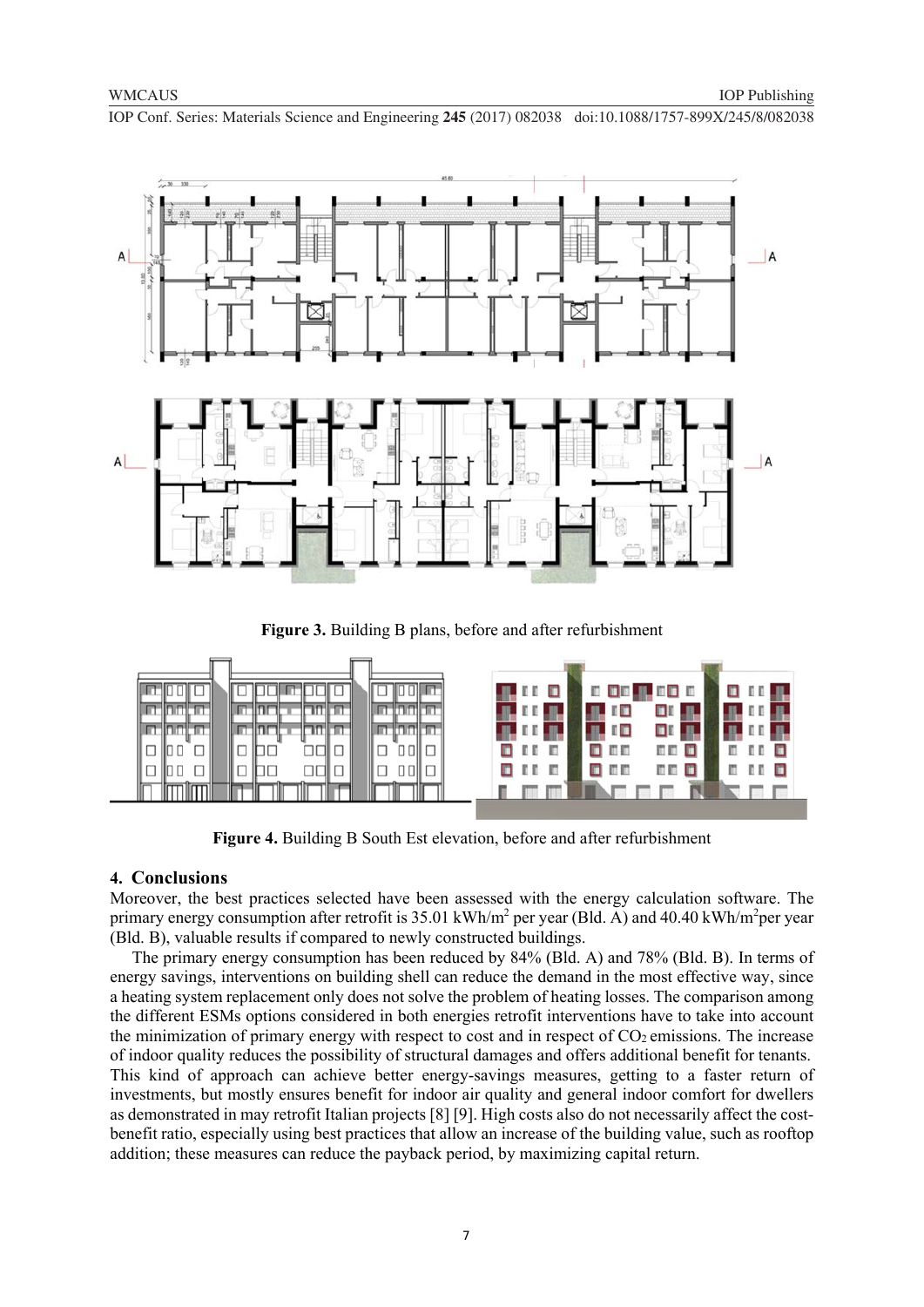**Figure 3.** Building B plans, before and after refurbishment

**Figure 4.** Building B South Est elevation, before and after refurbishment

## 4. Conclusions

Moreover, the best practices selected have been assessed with the energy calculation software. The primary energy consumption after retrofit is 35.01 kWh/m$^2$ per year (Bld. A) and 40.40 kWh/m$^2$per year (Bld. B), valuable results if compared to newly constructed buildings.

The primary energy consumption has been reduced by 84% (Bld. A) and 78% (Bld. B). In terms of energy savings, interventions on building shell can reduce the demand in the most effective way, since a heating system replacement only does not solve the problem of heating losses. The comparison among the different ESMs options considered in both energies retrofit interventions have to take into account the minimization of primary energy with respect to cost and in respect of $CO_2$ emissions. The increase of indoor quality reduces the possibility of structural damages and offers additional benefit for tenants. This kind of approach can achieve better energy-savings measures, getting to a faster return of investments, but mostly ensures benefit for indoor air quality and general indoor comfort for dwellers as demonstrated in may retrofit Italian projects [8] [9]. High costs also do not necessarily affect the cost-benefit ratio, especially using best practices that allow an increase of the building value, such as rooftop addition; these measures can reduce the payback period, by maximizing capital return.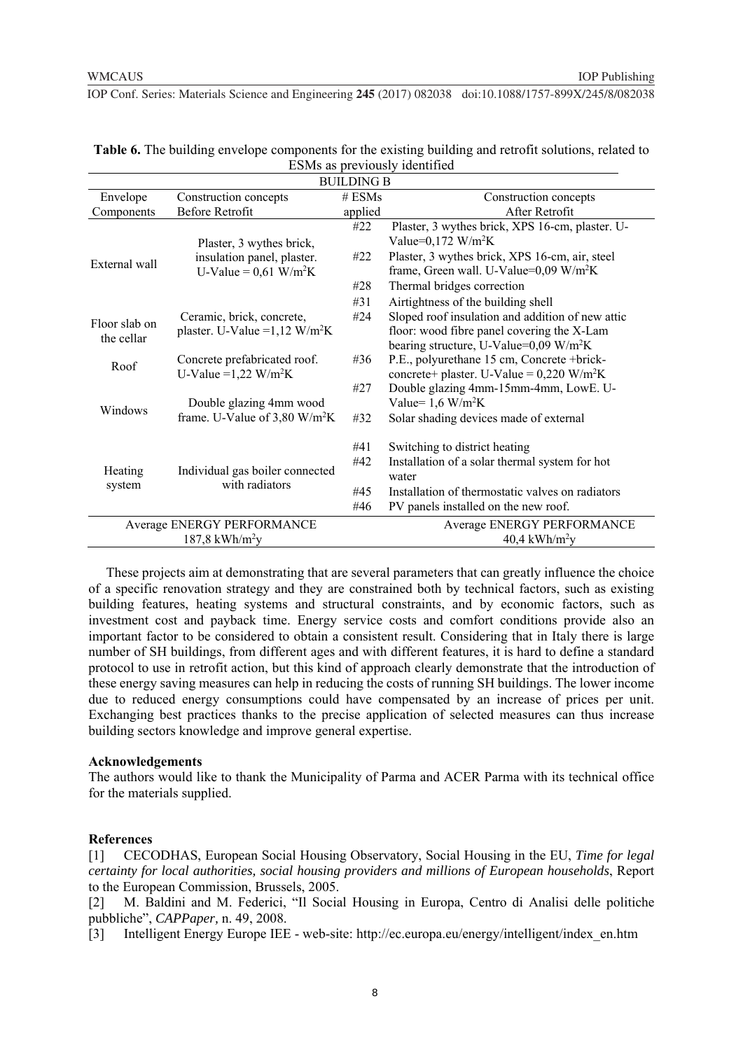**Table 6.** The building envelope components for the existing building and retrofit solutions, related to ESMs as previously identified

| BUILDING B | | | |
|---|---|---|---|
| Envelope Components | Construction concepts Before Retrofit | # ESMs applied | Construction concepts After Retrofit |
| External wall | Plaster, 3 wythes brick, insulation panel, plaster. U-Value = 0,61 W/m$^2$K | #22 | Plaster, 3 wythes brick, XPS 16-cm, plaster. U-Value=0,172 W/m$^2$K |
| | | #22 | Plaster, 3 wythes brick, XPS 16-cm, air, steel frame, Green wall. U-Value=0,09 W/m$^2$K |
| | | #28 | Thermal bridges correction |
| | | #31 | Airtightness of the building shell |
| Floor slab on the cellar | Ceramic, brick, concrete, plaster. U-Value =1,12 W/m$^2$K | #24 | Sloped roof insulation and addition of new attic floor: wood fibre panel covering the X-Lam bearing structure, U-Value=0,09 W/m$^2$K |
| Roof | Concrete prefabricated roof. U-Value =1,22 W/m$^2$K | #36 | P.E., polyurethane 15 cm, Concrete +brick-concrete+ plaster. U-Value = 0,220 W/m$^2$K |
| Windows | Double glazing 4mm wood frame. U-Value of 3,80 W/m$^2$K | #27 | Double glazing 4mm-15mm-4mm, LowE. U-Value= 1,6 W/m$^2$K |
| | | #32 | Solar shading devices made of external |
| Heating system | Individual gas boiler connected with radiators | #41 | Switching to district heating |
| | | #42 | Installation of a solar thermal system for hot water |
| | | #45 | Installation of thermostatic valves on radiators |
| | | #46 | PV panels installed on the new roof. |
| Average ENERGY PERFORMANCE 187,8 kWh/m$^2$y | | | Average ENERGY PERFORMANCE 40,4 kWh/m$^2$y |

These projects aim at demonstrating that are several parameters that can greatly influence the choice of a specific renovation strategy and they are constrained both by technical factors, such as existing building features, heating systems and structural constraints, and by economic factors, such as investment cost and payback time. Energy service costs and comfort conditions provide also an important factor to be considered to obtain a consistent result. Considering that in Italy there is large number of SH buildings, from different ages and with different features, it is hard to define a standard protocol to use in retrofit action, but this kind of approach clearly demonstrate that the introduction of these energy saving measures can help in reducing the costs of running SH buildings. The lower income due to reduced energy consumptions could have compensated by an increase of prices per unit. Exchanging best practices thanks to the precise application of selected measures can thus increase building sectors knowledge and improve general expertise.

### Acknowledgements

The authors would like to thank the Municipality of Parma and ACER Parma with its technical office for the materials supplied.

### References

[1] CECODHAS, European Social Housing Observatory, Social Housing in the EU, *Time for legal certainty for local authorities, social housing providers and millions of European households*, Report to the European Commission, Brussels, 2005.

[2] M. Baldini and M. Federici, "Il Social Housing in Europa, Centro di Analisi delle politiche pubbliche", *CAPPaper*, n. 49, 2008.

[3] Intelligent Energy Europe IEE - web-site: http://ec.europa.eu/energy/intelligent/index_en.htm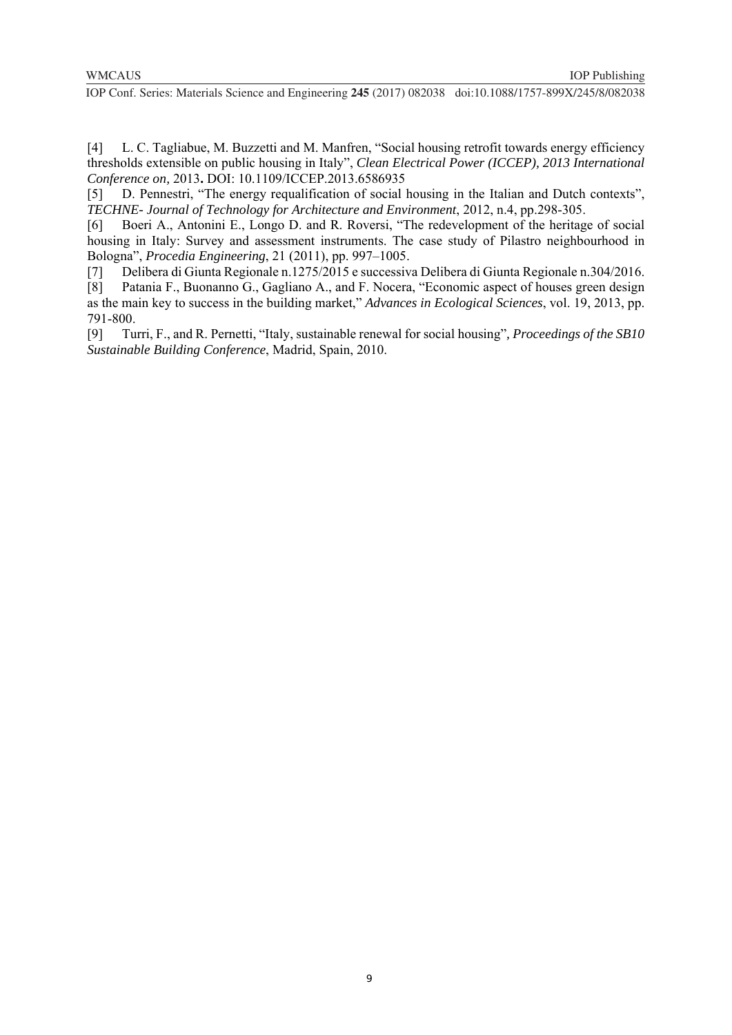[4] L. C. Tagliabue, M. Buzzetti and M. Manfren, "Social housing retrofit towards energy efficiency thresholds extensible on public housing in Italy", *Clean Electrical Power (ICCEP), 2013 International Conference on,* 2013**.** DOI: 10.1109/ICCEP.2013.6586935

[5] D. Pennestri, "The energy requalification of social housing in the Italian and Dutch contexts", *TECHNE- Journal of Technology for Architecture and Environment*, 2012, n.4, pp.298-305.

[6] Boeri A., Antonini E., Longo D. and R. Roversi, "The redevelopment of the heritage of social housing in Italy: Survey and assessment instruments. The case study of Pilastro neighbourhood in Bologna", *Procedia Engineering*, 21 (2011), pp. 997–1005.

[7] Delibera di Giunta Regionale n.1275/2015 e successiva Delibera di Giunta Regionale n.304/2016.

[8] Patania F., Buonanno G., Gagliano A., and F. Nocera, "Economic aspect of houses green design as the main key to success in the building market," *Advances in Ecological Sciences*, vol. 19, 2013, pp. 791-800.

[9] Turri, F., and R. Pernetti, "Italy, sustainable renewal for social housing", *Proceedings of the SB10 Sustainable Building Conference*, Madrid, Spain, 2010.